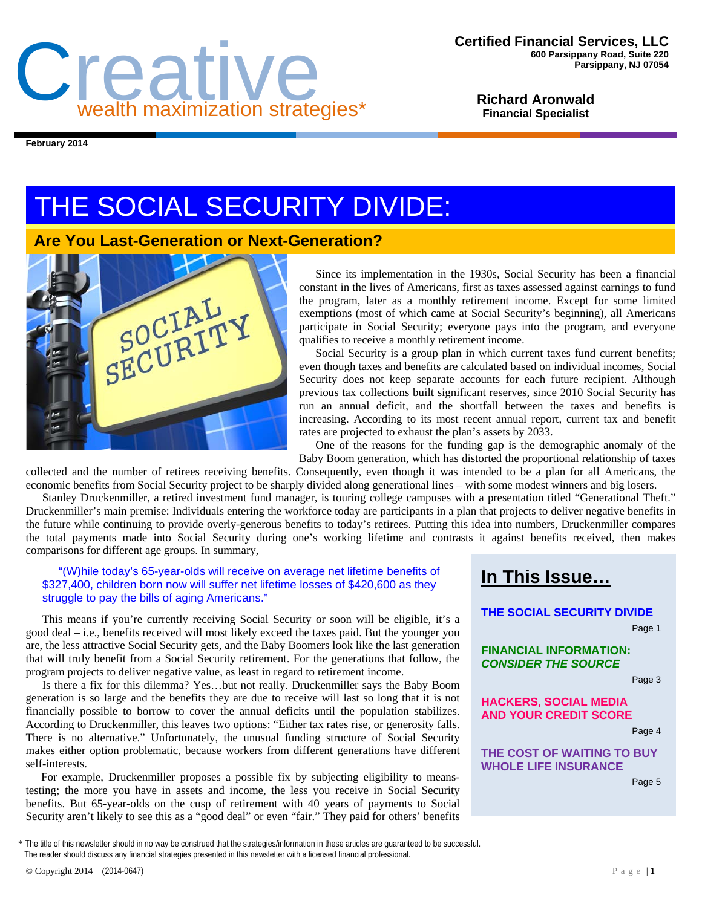# Creative
wealth maximization strategies*

**Certified Financial Services, LLC**
600 Parsippany Road, Suite 220
Parsippany, NJ 07054

**Richard Aronwald**
**Financial Specialist**

**February 2014**

# THE SOCIAL SECURITY DIVIDE:

## Are You Last-Generation or Next-Generation?

Since its implementation in the 1930s, Social Security has been a financial constant in the lives of Americans, first as taxes assessed against earnings to fund the program, later as a monthly retirement income. Except for some limited exemptions (most of which came at Social Security's beginning), all Americans participate in Social Security; everyone pays into the program, and everyone qualifies to receive a monthly retirement income.

Social Security is a group plan in which current taxes fund current benefits; even though taxes and benefits are calculated based on individual incomes, Social Security does not keep separate accounts for each future recipient. Although previous tax collections built significant reserves, since 2010 Social Security has run an annual deficit, and the shortfall between the taxes and benefits is increasing. According to its most recent annual report, current tax and benefit rates are projected to exhaust the plan's assets by 2033.

One of the reasons for the funding gap is the demographic anomaly of the Baby Boom generation, which has distorted the proportional relationship of taxes collected and the number of retirees receiving benefits. Consequently, even though it was intended to be a plan for all Americans, the economic benefits from Social Security project to be sharply divided along generational lines – with some modest winners and big losers.

Stanley Druckenmiller, a retired investment fund manager, is touring college campuses with a presentation titled "Generational Theft." Druckenmiller's main premise: Individuals entering the workforce today are participants in a plan that projects to deliver negative benefits in the future while continuing to provide overly-generous benefits to today's retirees. Putting this idea into numbers, Druckenmiller compares the total payments made into Social Security during one's working lifetime and contrasts it against benefits received, then makes comparisons for different age groups. In summary,

> "(W)hile today's 65-year-olds will receive on average net lifetime benefits of $327,400, children born now will suffer net lifetime losses of $420,600 as they struggle to pay the bills of aging Americans."

This means if you're currently receiving Social Security or soon will be eligible, it's a good deal – i.e., benefits received will most likely exceed the taxes paid. But the younger you are, the less attractive Social Security gets, and the Baby Boomers look like the last generation that will truly benefit from a Social Security retirement. For the generations that follow, the program projects to deliver negative value, as least in regard to retirement income.

Is there a fix for this dilemma? Yes…but not really. Druckenmiller says the Baby Boom generation is so large and the benefits they are due to receive will last so long that it is not financially possible to borrow to cover the annual deficits until the population stabilizes. According to Druckenmiller, this leaves two options: "Either tax rates rise, or generosity falls. There is no alternative." Unfortunately, the unusual funding structure of Social Security makes either option problematic, because workers from different generations have different self-interests.

For example, Druckenmiller proposes a possible fix by subjecting eligibility to means-testing; the more you have in assets and income, the less you receive in Social Security benefits. But 65-year-olds on the cusp of retirement with 40 years of payments to Social Security aren't likely to see this as a "good deal" or even "fair." They paid for others' benefits

## In This Issue…

**THE SOCIAL SECURITY DIVIDE** — Page 1

**FINANCIAL INFORMATION: *CONSIDER THE SOURCE*** — Page 3

**HACKERS, SOCIAL MEDIA AND YOUR CREDIT SCORE** — Page 4

**THE COST OF WAITING TO BUY WHOLE LIFE INSURANCE** — Page 5

* The title of this newsletter should in no way be construed that the strategies/information in these articles are guaranteed to be successful. The reader should discuss any financial strategies presented in this newsletter with a licensed financial professional.

© Copyright 2014 (2014-0647)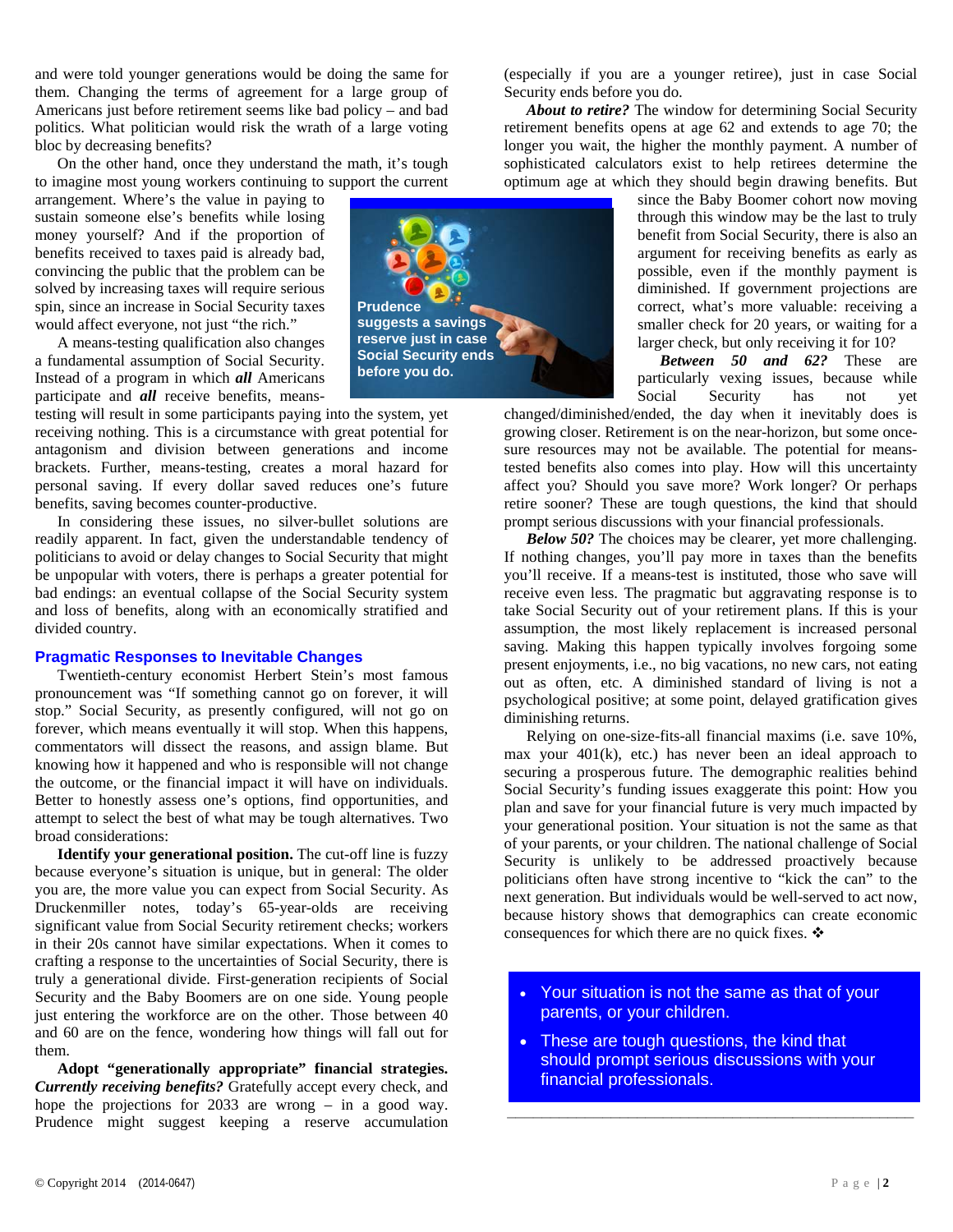and were told younger generations would be doing the same for them. Changing the terms of agreement for a large group of Americans just before retirement seems like bad policy – and bad politics. What politician would risk the wrath of a large voting bloc by decreasing benefits?

On the other hand, once they understand the math, it's tough to imagine most young workers continuing to support the current arrangement. Where's the value in paying to sustain someone else's benefits while losing money yourself? And if the proportion of benefits received to taxes paid is already bad, convincing the public that the problem can be solved by increasing taxes will require serious spin, since an increase in Social Security taxes would affect everyone, not just "the rich."

A means-testing qualification also changes a fundamental assumption of Social Security. Instead of a program in which ***all*** Americans participate and ***all*** receive benefits, means-testing will result in some participants paying into the system, yet receiving nothing. This is a circumstance with great potential for antagonism and division between generations and income brackets. Further, means-testing, creates a moral hazard for personal saving. If every dollar saved reduces one's future benefits, saving becomes counter-productive.

In considering these issues, no silver-bullet solutions are readily apparent. In fact, given the understandable tendency of politicians to avoid or delay changes to Social Security that might be unpopular with voters, there is perhaps a greater potential for bad endings: an eventual collapse of the Social Security system and loss of benefits, along with an economically stratified and divided country.

Prudence suggests a savings reserve just in case Social Security ends before you do.

## Pragmatic Responses to Inevitable Changes

Twentieth-century economist Herbert Stein's most famous pronouncement was "If something cannot go on forever, it will stop." Social Security, as presently configured, will not go on forever, which means eventually it will stop. When this happens, commentators will dissect the reasons, and assign blame. But knowing how it happened and who is responsible will not change the outcome, or the financial impact it will have on individuals. Better to honestly assess one's options, find opportunities, and attempt to select the best of what may be tough alternatives. Two broad considerations:

**Identify your generational position.** The cut-off line is fuzzy because everyone's situation is unique, but in general: The older you are, the more value you can expect from Social Security. As Druckenmiller notes, today's 65-year-olds are receiving significant value from Social Security retirement checks; workers in their 20s cannot have similar expectations. When it comes to crafting a response to the uncertainties of Social Security, there is truly a generational divide. First-generation recipients of Social Security and the Baby Boomers are on one side. Young people just entering the workforce are on the other. Those between 40 and 60 are on the fence, wondering how things will fall out for them.

**Adopt "generationally appropriate" financial strategies.** ***Currently receiving benefits?*** Gratefully accept every check, and hope the projections for 2033 are wrong – in a good way. Prudence might suggest keeping a reserve accumulation (especially if you are a younger retiree), just in case Social Security ends before you do.

***About to retire?*** The window for determining Social Security retirement benefits opens at age 62 and extends to age 70; the longer you wait, the higher the monthly payment. A number of sophisticated calculators exist to help retirees determine the optimum age at which they should begin drawing benefits. But since the Baby Boomer cohort now moving through this window may be the last to truly benefit from Social Security, there is also an argument for receiving benefits as early as possible, even if the monthly payment is diminished. If government projections are correct, what's more valuable: receiving a smaller check for 20 years, or waiting for a larger check, but only receiving it for 10?

***Between 50 and 62?*** These are particularly vexing issues, because while Social Security has not yet changed/diminished/ended, the day when it inevitably does is growing closer. Retirement is on the near-horizon, but some once-sure resources may not be available. The potential for means-tested benefits also comes into play. How will this uncertainty affect you? Should you save more? Work longer? Or perhaps retire sooner? These are tough questions, the kind that should prompt serious discussions with your financial professionals.

***Below 50?*** The choices may be clearer, yet more challenging. If nothing changes, you'll pay more in taxes than the benefits you'll receive. If a means-test is instituted, those who save will receive even less. The pragmatic but aggravating response is to take Social Security out of your retirement plans. If this is your assumption, the most likely replacement is increased personal saving. Making this happen typically involves forgoing some present enjoyments, i.e., no big vacations, no new cars, not eating out as often, etc. A diminished standard of living is not a psychological positive; at some point, delayed gratification gives diminishing returns.

Relying on one-size-fits-all financial maxims (i.e. save 10%, max your 401(k), etc.) has never been an ideal approach to securing a prosperous future. The demographic realities behind Social Security's funding issues exaggerate this point: How you plan and save for your financial future is very much impacted by your generational position. Your situation is not the same as that of your parents, or your children. The national challenge of Social Security is unlikely to be addressed proactively because politicians often have strong incentive to "kick the can" to the next generation. But individuals would be well-served to act now, because history shows that demographics can create economic consequences for which there are no quick fixes. ❖

- Your situation is not the same as that of your parents, or your children.
- These are tough questions, the kind that should prompt serious discussions with your financial professionals.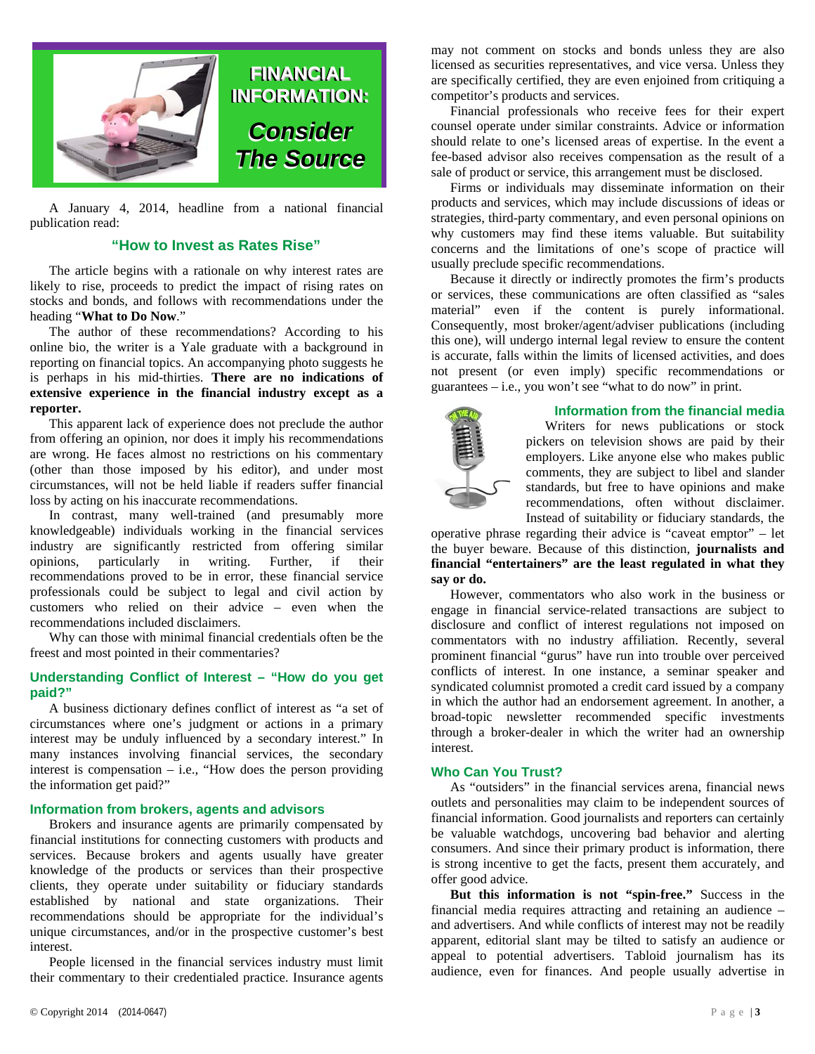# FINANCIAL INFORMATION: *Consider The Source*

A January 4, 2014, headline from a national financial publication read:

### "How to Invest as Rates Rise"

The article begins with a rationale on why interest rates are likely to rise, proceeds to predict the impact of rising rates on stocks and bonds, and follows with recommendations under the heading "**What to Do Now**."

The author of these recommendations? According to his online bio, the writer is a Yale graduate with a background in reporting on financial topics. An accompanying photo suggests he is perhaps in his mid-thirties. **There are no indications of extensive experience in the financial industry except as a reporter.**

This apparent lack of experience does not preclude the author from offering an opinion, nor does it imply his recommendations are wrong. He faces almost no restrictions on his commentary (other than those imposed by his editor), and under most circumstances, will not be held liable if readers suffer financial loss by acting on his inaccurate recommendations.

In contrast, many well-trained (and presumably more knowledgeable) individuals working in the financial services industry are significantly restricted from offering similar opinions, particularly in writing. Further, if their recommendations proved to be in error, these financial service professionals could be subject to legal and civil action by customers who relied on their advice – even when the recommendations included disclaimers.

Why can those with minimal financial credentials often be the freest and most pointed in their commentaries?

### Understanding Conflict of Interest – "How do you get paid?"

A business dictionary defines conflict of interest as "a set of circumstances where one's judgment or actions in a primary interest may be unduly influenced by a secondary interest." In many instances involving financial services, the secondary interest is compensation – i.e., "How does the person providing the information get paid?"

### Information from brokers, agents and advisors

Brokers and insurance agents are primarily compensated by financial institutions for connecting customers with products and services. Because brokers and agents usually have greater knowledge of the products or services than their prospective clients, they operate under suitability or fiduciary standards established by national and state organizations. Their recommendations should be appropriate for the individual's unique circumstances, and/or in the prospective customer's best interest.

People licensed in the financial services industry must limit their commentary to their credentialed practice. Insurance agents may not comment on stocks and bonds unless they are also licensed as securities representatives, and vice versa. Unless they are specifically certified, they are even enjoined from critiquing a competitor's products and services.

Financial professionals who receive fees for their expert counsel operate under similar constraints. Advice or information should relate to one's licensed areas of expertise. In the event a fee-based advisor also receives compensation as the result of a sale of product or service, this arrangement must be disclosed.

Firms or individuals may disseminate information on their products and services, which may include discussions of ideas or strategies, third-party commentary, and even personal opinions on why customers may find these items valuable. But suitability concerns and the limitations of one's scope of practice will usually preclude specific recommendations.

Because it directly or indirectly promotes the firm's products or services, these communications are often classified as "sales material" even if the content is purely informational. Consequently, most broker/agent/adviser publications (including this one), will undergo internal legal review to ensure the content is accurate, falls within the limits of licensed activities, and does not present (or even imply) specific recommendations or guarantees – i.e., you won't see "what to do now" in print.

### Information from the financial media

Writers for news publications or stock pickers on television shows are paid by their employers. Like anyone else who makes public comments, they are subject to libel and slander standards, but free to have opinions and make recommendations, often without disclaimer. Instead of suitability or fiduciary standards, the operative phrase regarding their advice is "caveat emptor" – let the buyer beware. Because of this distinction, **journalists and financial "entertainers" are the least regulated in what they say or do.**

However, commentators who also work in the business or engage in financial service-related transactions are subject to disclosure and conflict of interest regulations not imposed on commentators with no industry affiliation. Recently, several prominent financial "gurus" have run into trouble over perceived conflicts of interest. In one instance, a seminar speaker and syndicated columnist promoted a credit card issued by a company in which the author had an endorsement agreement. In another, a broad-topic newsletter recommended specific investments through a broker-dealer in which the writer had an ownership interest.

### Who Can You Trust?

As "outsiders" in the financial services arena, financial news outlets and personalities may claim to be independent sources of financial information. Good journalists and reporters can certainly be valuable watchdogs, uncovering bad behavior and alerting consumers. And since their primary product is information, there is strong incentive to get the facts, present them accurately, and offer good advice.

**But this information is not "spin-free."** Success in the financial media requires attracting and retaining an audience – and advertisers. And while conflicts of interest may not be readily apparent, editorial slant may be tilted to satisfy an audience or appeal to potential advertisers. Tabloid journalism has its audience, even for finances. And people usually advertise in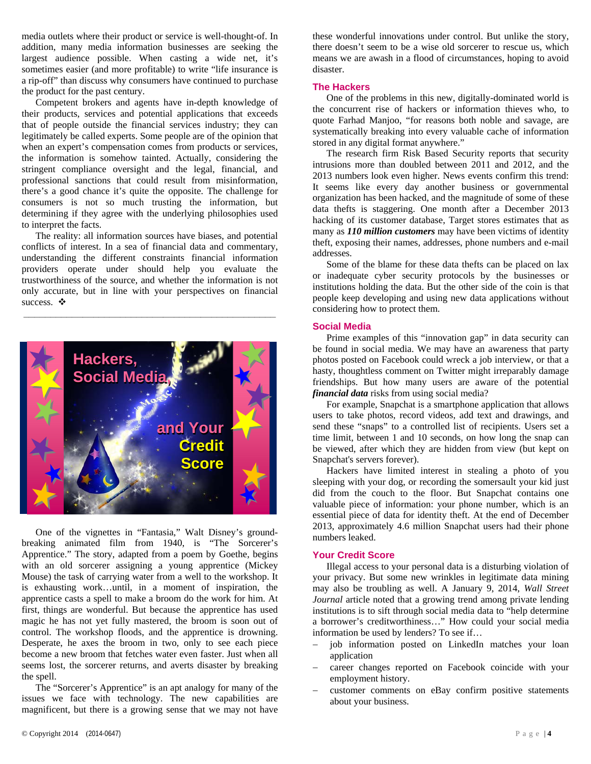media outlets where their product or service is well-thought-of. In addition, many media information businesses are seeking the largest audience possible. When casting a wide net, it's sometimes easier (and more profitable) to write "life insurance is a rip-off" than discuss why consumers have continued to purchase the product for the past century.

Competent brokers and agents have in-depth knowledge of their products, services and potential applications that exceeds that of people outside the financial services industry; they can legitimately be called experts. Some people are of the opinion that when an expert's compensation comes from products or services, the information is somehow tainted. Actually, considering the stringent compliance oversight and the legal, financial, and professional sanctions that could result from misinformation, there's a good chance it's quite the opposite. The challenge for consumers is not so much trusting the information, but determining if they agree with the underlying philosophies used to interpret the facts.

The reality: all information sources have biases, and potential conflicts of interest. In a sea of financial data and commentary, understanding the different constraints financial information providers operate under should help you evaluate the trustworthiness of the source, and whether the information is not only accurate, but in line with your perspectives on financial success. ❖

---

# Hackers, Social Media, and Your Credit Score

One of the vignettes in "Fantasia," Walt Disney's ground-breaking animated film from 1940, is "The Sorcerer's Apprentice." The story, adapted from a poem by Goethe, begins with an old sorcerer assigning a young apprentice (Mickey Mouse) the task of carrying water from a well to the workshop. It is exhausting work…until, in a moment of inspiration, the apprentice casts a spell to make a broom do the work for him. At first, things are wonderful. But because the apprentice has used magic he has not yet fully mastered, the broom is soon out of control. The workshop floods, and the apprentice is drowning. Desperate, he axes the broom in two, only to see each piece become a new broom that fetches water even faster. Just when all seems lost, the sorcerer returns, and averts disaster by breaking the spell.

The "Sorcerer's Apprentice" is an apt analogy for many of the issues we face with technology. The new capabilities are magnificent, but there is a growing sense that we may not have these wonderful innovations under control. But unlike the story, there doesn't seem to be a wise old sorcerer to rescue us, which means we are awash in a flood of circumstances, hoping to avoid disaster.

## The Hackers

One of the problems in this new, digitally-dominated world is the concurrent rise of hackers or information thieves who, to quote Farhad Manjoo, "for reasons both noble and savage, are systematically breaking into every valuable cache of information stored in any digital format anywhere."

The research firm Risk Based Security reports that security intrusions more than doubled between 2011 and 2012, and the 2013 numbers look even higher. News events confirm this trend: It seems like every day another business or governmental organization has been hacked, and the magnitude of some of these data thefts is staggering. One month after a December 2013 hacking of its customer database, Target stores estimates that as many as ***110 million customers*** may have been victims of identity theft, exposing their names, addresses, phone numbers and e-mail addresses.

Some of the blame for these data thefts can be placed on lax or inadequate cyber security protocols by the businesses or institutions holding the data. But the other side of the coin is that people keep developing and using new data applications without considering how to protect them.

## Social Media

Prime examples of this "innovation gap" in data security can be found in social media. We may have an awareness that party photos posted on Facebook could wreck a job interview, or that a hasty, thoughtless comment on Twitter might irreparably damage friendships. But how many users are aware of the potential ***financial data*** risks from using social media?

For example, Snapchat is a smartphone application that allows users to take photos, record videos, add text and drawings, and send these "snaps" to a controlled list of recipients. Users set a time limit, between 1 and 10 seconds, on how long the snap can be viewed, after which they are hidden from view (but kept on Snapchat's servers forever).

Hackers have limited interest in stealing a photo of you sleeping with your dog, or recording the somersault your kid just did from the couch to the floor. But Snapchat contains one valuable piece of information: your phone number, which is an essential piece of data for identity theft. At the end of December 2013, approximately 4.6 million Snapchat users had their phone numbers leaked.

## Your Credit Score

Illegal access to your personal data is a disturbing violation of your privacy. But some new wrinkles in legitimate data mining may also be troubling as well. A January 9, 2014, *Wall Street Journal* article noted that a growing trend among private lending institutions is to sift through social media data to "help determine a borrower's creditworthiness…" How could your social media information be used by lenders? To see if…

- job information posted on LinkedIn matches your loan application
- career changes reported on Facebook coincide with your employment history.
- customer comments on eBay confirm positive statements about your business.

© Copyright 2014 (2014-0647)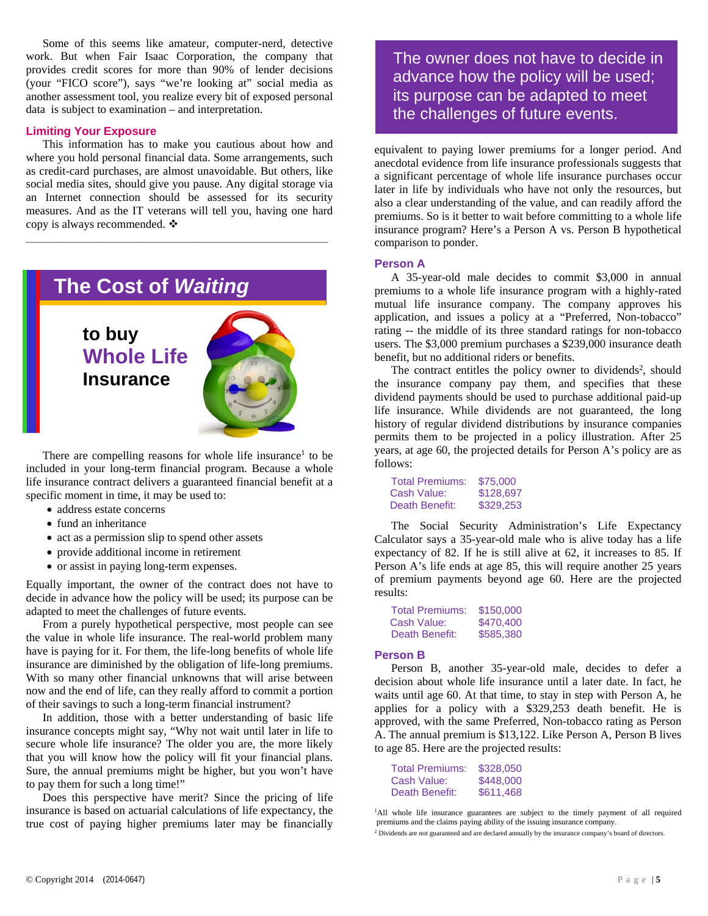Some of this seems like amateur, computer-nerd, detective work. But when Fair Isaac Corporation, the company that provides credit scores for more than 90% of lender decisions (your "FICO score"), says "we're looking at" social media as another assessment tool, you realize every bit of exposed personal data is subject to examination – and interpretation.

### Limiting Your Exposure

This information has to make you cautious about how and where you hold personal financial data. Some arrangements, such as credit-card purchases, are almost unavoidable. But others, like social media sites, should give you pause. Any digital storage via an Internet connection should be assessed for its security measures. And as the IT veterans will tell you, having one hard copy is always recommended. ❖

---

## The Cost of *Waiting*

**to buy Whole Life Insurance**

There are compelling reasons for whole life insurance[1] to be included in your long-term financial program. Because a whole life insurance contract delivers a guaranteed financial benefit at a specific moment in time, it may be used to:

- address estate concerns
- fund an inheritance
- act as a permission slip to spend other assets
- provide additional income in retirement
- or assist in paying long-term expenses.

Equally important, the owner of the contract does not have to decide in advance how the policy will be used; its purpose can be adapted to meet the challenges of future events.

From a purely hypothetical perspective, most people can see the value in whole life insurance. The real-world problem many have is paying for it. For them, the life-long benefits of whole life insurance are diminished by the obligation of life-long premiums. With so many other financial unknowns that will arise between now and the end of life, can they really afford to commit a portion of their savings to such a long-term financial instrument?

In addition, those with a better understanding of basic life insurance concepts might say, "Why not wait until later in life to secure whole life insurance? The older you are, the more likely that you will know how the policy will fit your financial plans. Sure, the annual premiums might be higher, but you won't have to pay them for such a long time!"

Does this perspective have merit? Since the pricing of life insurance is based on actuarial calculations of life expectancy, the true cost of paying higher premiums later may be financially equivalent to paying lower premiums for a longer period. And anecdotal evidence from life insurance professionals suggests that a significant percentage of whole life insurance purchases occur later in life by individuals who have not only the resources, but also a clear understanding of the value, and can readily afford the premiums. So is it better to wait before committing to a whole life insurance program? Here's a Person A vs. Person B hypothetical comparison to ponder.

> The owner does not have to decide in advance how the policy will be used; its purpose can be adapted to meet the challenges of future events.

### Person A

A 35-year-old male decides to commit $3,000 in annual premiums to a whole life insurance program with a highly-rated mutual life insurance company. The company approves his application, and issues a policy at a "Preferred, Non-tobacco" rating -- the middle of its three standard ratings for non-tobacco users. The $3,000 premium purchases a $239,000 insurance death benefit, but no additional riders or benefits.

The contract entitles the policy owner to dividends[2], should the insurance company pay them, and specifies that these dividend payments should be used to purchase additional paid-up life insurance. While dividends are not guaranteed, the long history of regular dividend distributions by insurance companies permits them to be projected in a policy illustration. After 25 years, at age 60, the projected details for Person A's policy are as follows:

| | |
|---|---|
| Total Premiums: | $75,000 |
| Cash Value: | $128,697 |
| Death Benefit: | $329,253 |

The Social Security Administration's Life Expectancy Calculator says a 35-year-old male who is alive today has a life expectancy of 82. If he is still alive at 62, it increases to 85. If Person A's life ends at age 85, this will require another 25 years of premium payments beyond age 60. Here are the projected results:

| | |
|---|---|
| Total Premiums: | $150,000 |
| Cash Value: | $470,400 |
| Death Benefit: | $585,380 |

### Person B

Person B, another 35-year-old male, decides to defer a decision about whole life insurance until a later date. In fact, he waits until age 60. At that time, to stay in step with Person A, he applies for a policy with a $329,253 death benefit. He is approved, with the same Preferred, Non-tobacco rating as Person A. The annual premium is $13,122. Like Person A, Person B lives to age 85. Here are the projected results:

| | |
|---|---|
| Total Premiums: | $328,050 |
| Cash Value: | $448,000 |
| Death Benefit: | $611,468 |

[1] All whole life insurance guarantees are subject to the timely payment of all required premiums and the claims paying ability of the issuing insurance company.

[2] Dividends are not guaranteed and are declared annually by the insurance company's board of directors.

© Copyright 2014 (2014-0647)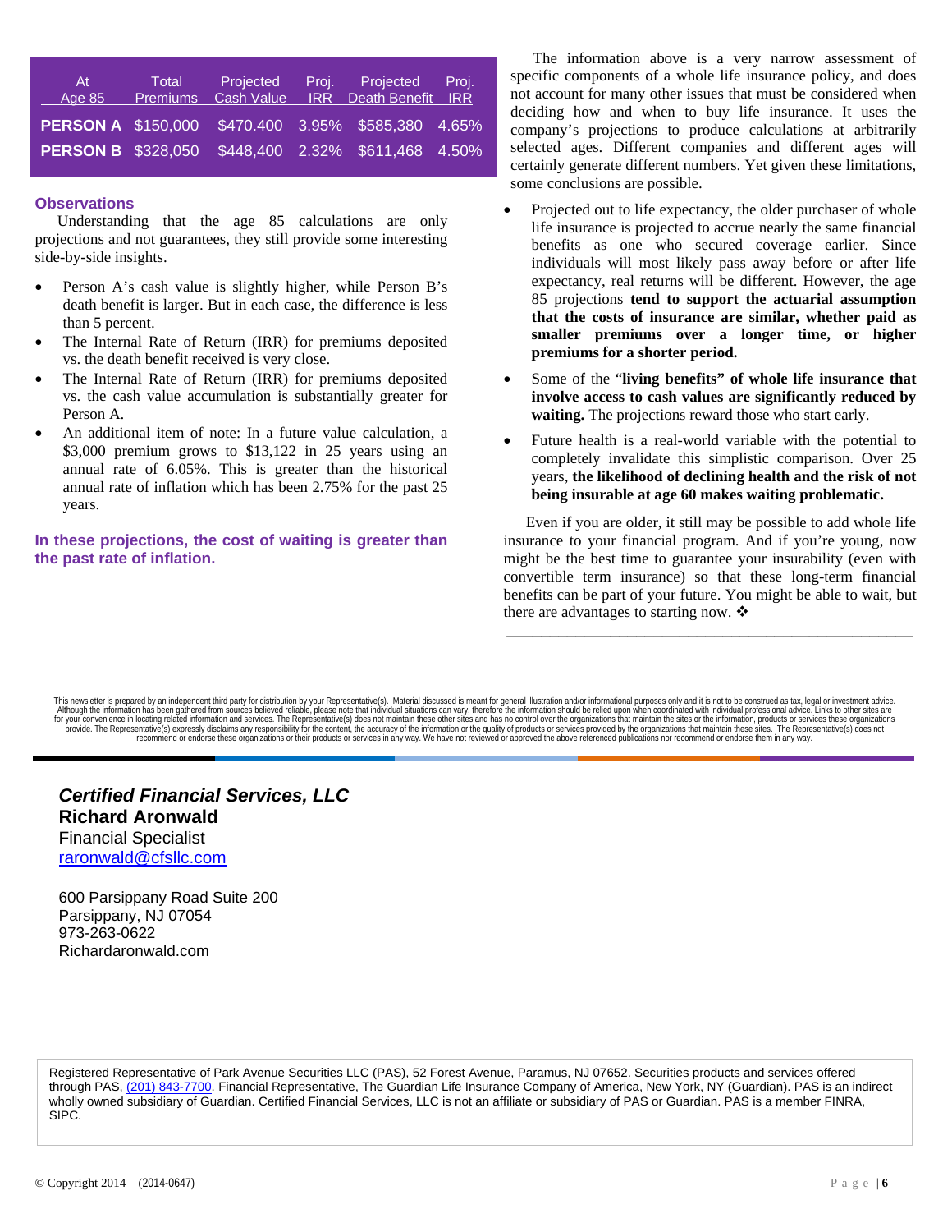| At Age 85 | Total Premiums | Projected Cash Value | Proj. IRR | Projected Death Benefit | Proj. IRR |
|---|---|---|---|---|---|
| **PERSON A** | $150,000 | $470.400 | 3.95% | $585,380 | 4.65% |
| **PERSON B** | $328,050 | $448,400 | 2.32% | $611,468 | 4.50% |

### Observations

Understanding that the age 85 calculations are only projections and not guarantees, they still provide some interesting side-by-side insights.

- Person A's cash value is slightly higher, while Person B's death benefit is larger. But in each case, the difference is less than 5 percent.
- The Internal Rate of Return (IRR) for premiums deposited vs. the death benefit received is very close.
- The Internal Rate of Return (IRR) for premiums deposited vs. the cash value accumulation is substantially greater for Person A.
- An additional item of note: In a future value calculation, a $3,000 premium grows to $13,122 in 25 years using an annual rate of 6.05%. This is greater than the historical annual rate of inflation which has been 2.75% for the past 25 years.

**In these projections, the cost of waiting is greater than the past rate of inflation.**

The information above is a very narrow assessment of specific components of a whole life insurance policy, and does not account for many other issues that must be considered when deciding how and when to buy life insurance. It uses the company's projections to produce calculations at arbitrarily selected ages. Different companies and different ages will certainly generate different numbers. Yet given these limitations, some conclusions are possible.

- Projected out to life expectancy, the older purchaser of whole life insurance is projected to accrue nearly the same financial benefits as one who secured coverage earlier. Since individuals will most likely pass away before or after life expectancy, real returns will be different. However, the age 85 projections **tend to support the actuarial assumption that the costs of insurance are similar, whether paid as smaller premiums over a longer time, or higher premiums for a shorter period.**
- Some of the "**living benefits" of whole life insurance that involve access to cash values are significantly reduced by waiting.** The projections reward those who start early.
- Future health is a real-world variable with the potential to completely invalidate this simplistic comparison. Over 25 years, **the likelihood of declining health and the risk of not being insurable at age 60 makes waiting problematic.**

Even if you are older, it still may be possible to add whole life insurance to your financial program. And if you're young, now might be the best time to guarantee your insurability (even with convertible term insurance) so that these long-term financial benefits can be part of your future. You might be able to wait, but there are advantages to starting now. ❖

This newsletter is prepared by an independent third party for distribution by your Representative(s). Material discussed is meant for general illustration and/or informational purposes only and it is not to be construed as tax, legal or investment advice. Although the information has been gathered from sources believed reliable, please note that individual situations can vary, therefore the information should be relied upon when coordinated with individual professional advice. Links to other sites are for your convenience in locating related information and services. The Representative(s) does not maintain these other sites and has no control over the organizations that maintain the sites or the information, products or services these organizations provide. The Representative(s) expressly disclaims any responsibility for the content, the accuracy of the information or the quality of products or services provided by the organizations that maintain these sites. The Representative(s) does not recommend or endorse these organizations or their products or services in any way. We have not reviewed or approved the above referenced publications nor recommend or endorse them in any way.

***Certified Financial Services, LLC***
**Richard Aronwald**
Financial Specialist
raronwald@cfsllc.com

600 Parsippany Road Suite 200
Parsippany, NJ 07054
973-263-0622
Richardaronwald.com

Registered Representative of Park Avenue Securities LLC (PAS), 52 Forest Avenue, Paramus, NJ 07652. Securities products and services offered through PAS, (201) 843-7700. Financial Representative, The Guardian Life Insurance Company of America, New York, NY (Guardian). PAS is an indirect wholly owned subsidiary of Guardian. Certified Financial Services, LLC is not an affiliate or subsidiary of PAS or Guardian. PAS is a member FINRA, SIPC.

© Copyright 2014 (2014-0647)